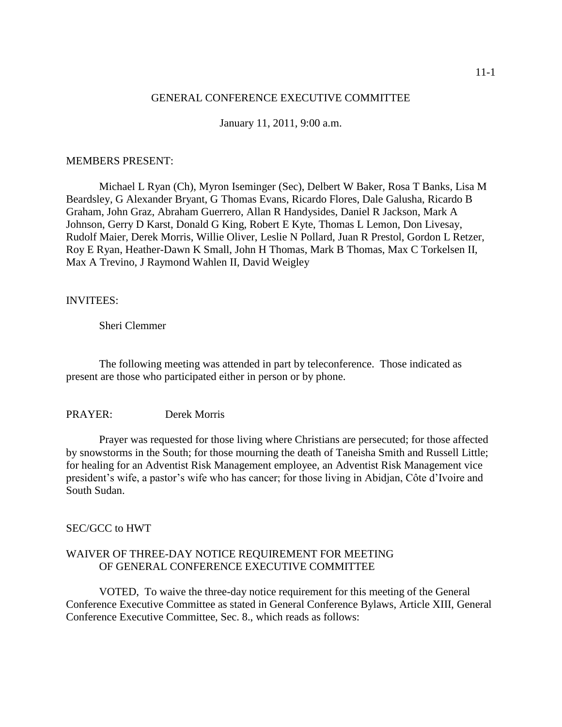GENERAL CONFERENCE EXECUTIVE COMMITTEE

January 11, 2011, 9:00 a.m.

MEMBERS PRESENT:

Michael L Ryan (Ch), Myron Iseminger (Sec), Delbert W Baker, Rosa T Banks, Lisa M Beardsley, G Alexander Bryant, G Thomas Evans, Ricardo Flores, Dale Galusha, Ricardo B Graham, John Graz, Abraham Guerrero, Allan R Handysides, Daniel R Jackson, Mark A Johnson, Gerry D Karst, Donald G King, Robert E Kyte, Thomas L Lemon, Don Livesay, Rudolf Maier, Derek Morris, Willie Oliver, Leslie N Pollard, Juan R Prestol, Gordon L Retzer, Roy E Ryan, Heather-Dawn K Small, John H Thomas, Mark B Thomas, Max C Torkelsen II, Max A Trevino, J Raymond Wahlen II, David Weigley

INVITEES:

Sheri Clemmer

The following meeting was attended in part by teleconference. Those indicated as present are those who participated either in person or by phone.

PRAYER: Derek Morris

Prayer was requested for those living where Christians are persecuted; for those affected by snowstorms in the South; for those mourning the death of Taneisha Smith and Russell Little; for healing for an Adventist Risk Management employee, an Adventist Risk Management vice president's wife, a pastor's wife who has cancer; for those living in Abidjan, Côte d'Ivoire and South Sudan.

SEC/GCC to HWT

WAIVER OF THREE-DAY NOTICE REQUIREMENT FOR MEETING OF GENERAL CONFERENCE EXECUTIVE COMMITTEE

VOTED, To waive the three-day notice requirement for this meeting of the General Conference Executive Committee as stated in General Conference Bylaws, Article XIII, General Conference Executive Committee, Sec. 8., which reads as follows: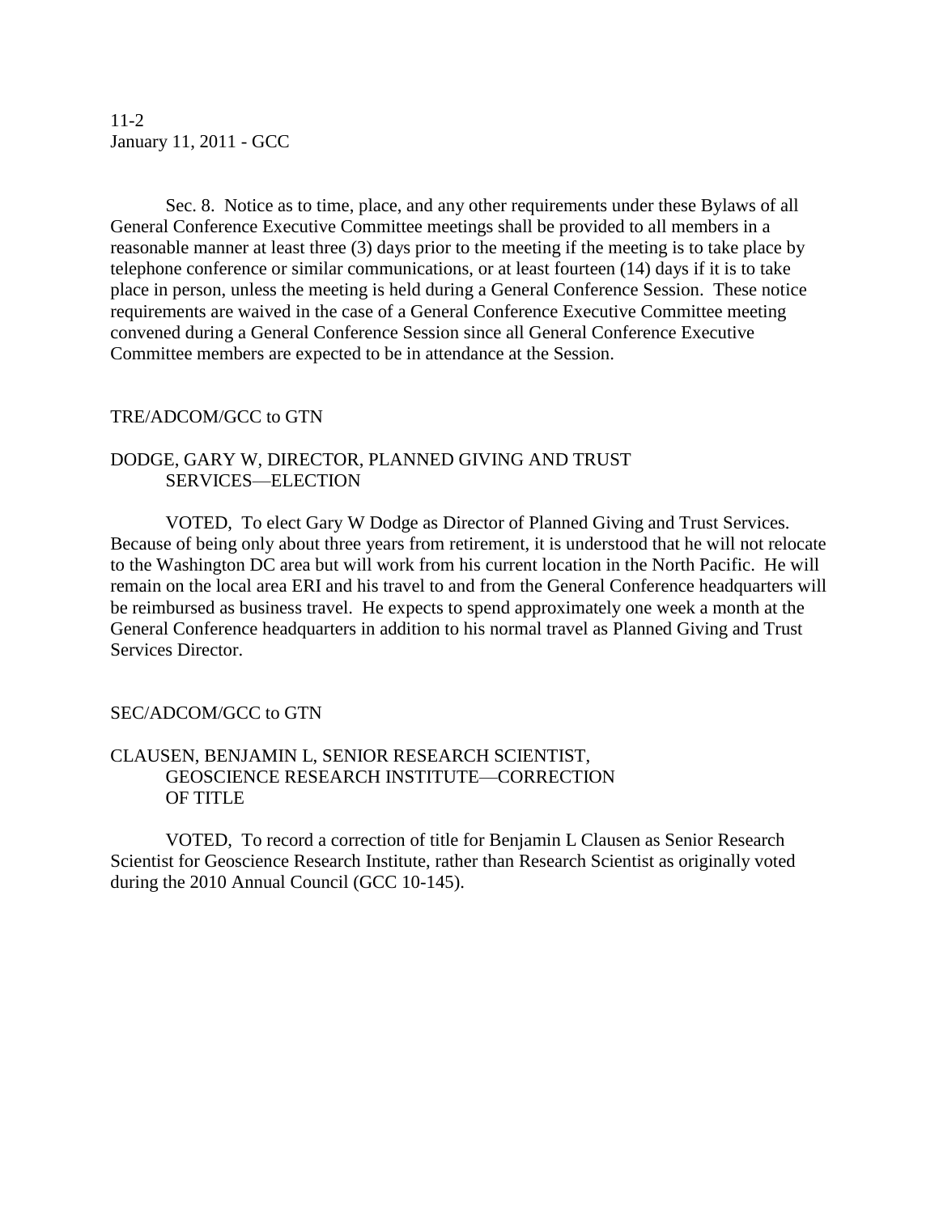Sec. 8. Notice as to time, place, and any other requirements under these Bylaws of all General Conference Executive Committee meetings shall be provided to all members in a reasonable manner at least three (3) days prior to the meeting if the meeting is to take place by telephone conference or similar communications, or at least fourteen (14) days if it is to take place in person, unless the meeting is held during a General Conference Session. These notice requirements are waived in the case of a General Conference Executive Committee meeting convened during a General Conference Session since all General Conference Executive Committee members are expected to be in attendance at the Session.

TRE/ADCOM/GCC to GTN

DODGE, GARY W, DIRECTOR, PLANNED GIVING AND TRUST SERVICES—ELECTION

VOTED, To elect Gary W Dodge as Director of Planned Giving and Trust Services. Because of being only about three years from retirement, it is understood that he will not relocate to the Washington DC area but will work from his current location in the North Pacific. He will remain on the local area ERI and his travel to and from the General Conference headquarters will be reimbursed as business travel. He expects to spend approximately one week a month at the General Conference headquarters in addition to his normal travel as Planned Giving and Trust Services Director.

SEC/ADCOM/GCC to GTN

CLAUSEN, BENJAMIN L, SENIOR RESEARCH SCIENTIST, GEOSCIENCE RESEARCH INSTITUTE—CORRECTION OF TITLE

VOTED, To record a correction of title for Benjamin L Clausen as Senior Research Scientist for Geoscience Research Institute, rather than Research Scientist as originally voted during the 2010 Annual Council (GCC 10-145).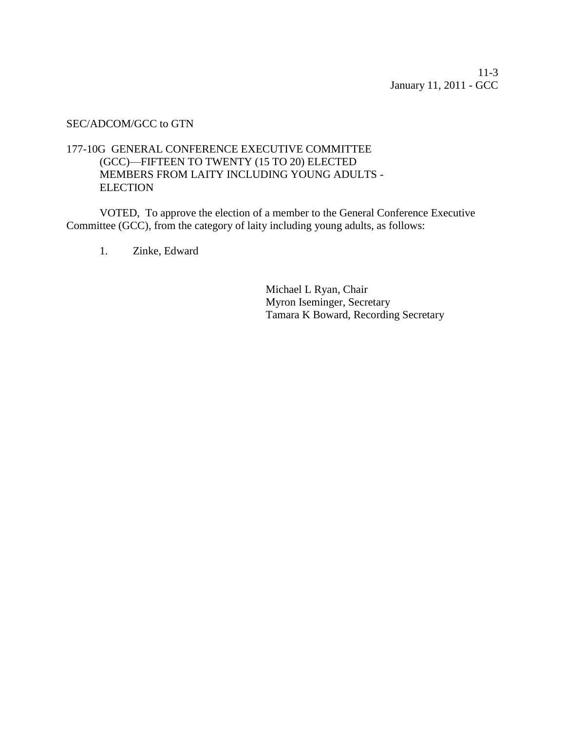SEC/ADCOM/GCC to GTN

177-10G GENERAL CONFERENCE EXECUTIVE COMMITTEE (GCC)—FIFTEEN TO TWENTY (15 TO 20) ELECTED MEMBERS FROM LAITY INCLUDING YOUNG ADULTS - ELECTION

VOTED, To approve the election of a member to the General Conference Executive Committee (GCC), from the category of laity including young adults, as follows:

1. Zinke, Edward

Michael L Ryan, Chair
Myron Iseminger, Secretary
Tamara K Boward, Recording Secretary